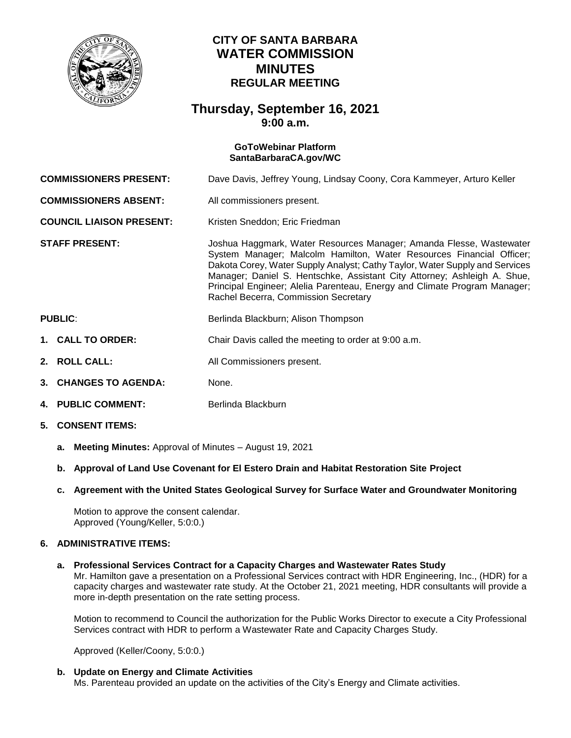# CITY OF SANTA BARBARA
# WATER COMMISSION
# MINUTES
## REGULAR MEETING

## Thursday, September 16, 2021
### 9:00 a.m.

**GoToWebinar Platform**
**SantaBarbaraCA.gov/WC**

**COMMISSIONERS PRESENT:** Dave Davis, Jeffrey Young, Lindsay Coony, Cora Kammeyer, Arturo Keller

**COMMISSIONERS ABSENT:** All commissioners present.

**COUNCIL LIAISON PRESENT:** Kristen Sneddon; Eric Friedman

**STAFF PRESENT:** Joshua Haggmark, Water Resources Manager; Amanda Flesse, Wastewater System Manager; Malcolm Hamilton, Water Resources Financial Officer; Dakota Corey, Water Supply Analyst; Cathy Taylor, Water Supply and Services Manager; Daniel S. Hentschke, Assistant City Attorney; Ashleigh A. Shue, Principal Engineer; Alelia Parenteau, Energy and Climate Program Manager; Rachel Becerra, Commission Secretary

**PUBLIC**: Berlinda Blackburn; Alison Thompson

1. **CALL TO ORDER:** Chair Davis called the meeting to order at 9:00 a.m.
2. **ROLL CALL:** All Commissioners present.
3. **CHANGES TO AGENDA:** None.
4. **PUBLIC COMMENT:** Berlinda Blackburn
5. **CONSENT ITEMS:**

   a. **Meeting Minutes:** Approval of Minutes – August 19, 2021

   b. **Approval of Land Use Covenant for El Estero Drain and Habitat Restoration Site Project**

   c. **Agreement with the United States Geological Survey for Surface Water and Groundwater Monitoring**

   Motion to approve the consent calendar.
   Approved (Young/Keller, 5:0:0.)

6. **ADMINISTRATIVE ITEMS:**

   a. **Professional Services Contract for a Capacity Charges and Wastewater Rates Study**
   Mr. Hamilton gave a presentation on a Professional Services contract with HDR Engineering, Inc., (HDR) for a capacity charges and wastewater rate study. At the October 21, 2021 meeting, HDR consultants will provide a more in-depth presentation on the rate setting process.

   Motion to recommend to Council the authorization for the Public Works Director to execute a City Professional Services contract with HDR to perform a Wastewater Rate and Capacity Charges Study.

   Approved (Keller/Coony, 5:0:0.)

   b. **Update on Energy and Climate Activities**
   Ms. Parenteau provided an update on the activities of the City's Energy and Climate activities.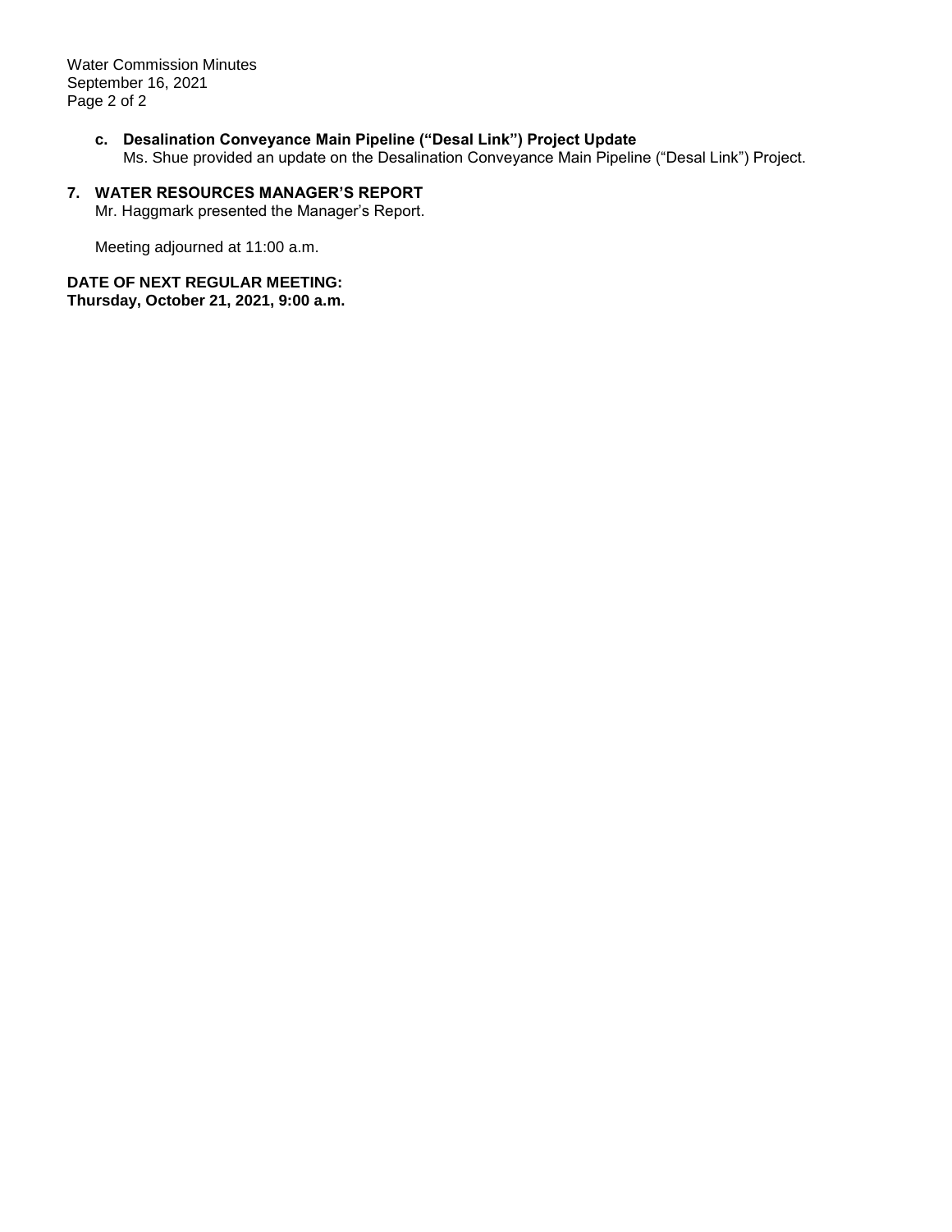**c. Desalination Conveyance Main Pipeline ("Desal Link") Project Update**

Ms. Shue provided an update on the Desalination Conveyance Main Pipeline ("Desal Link") Project.

**7. WATER RESOURCES MANAGER'S REPORT**

Mr. Haggmark presented the Manager's Report.

Meeting adjourned at 11:00 a.m.

**DATE OF NEXT REGULAR MEETING:**
**Thursday, October 21, 2021, 9:00 a.m.**